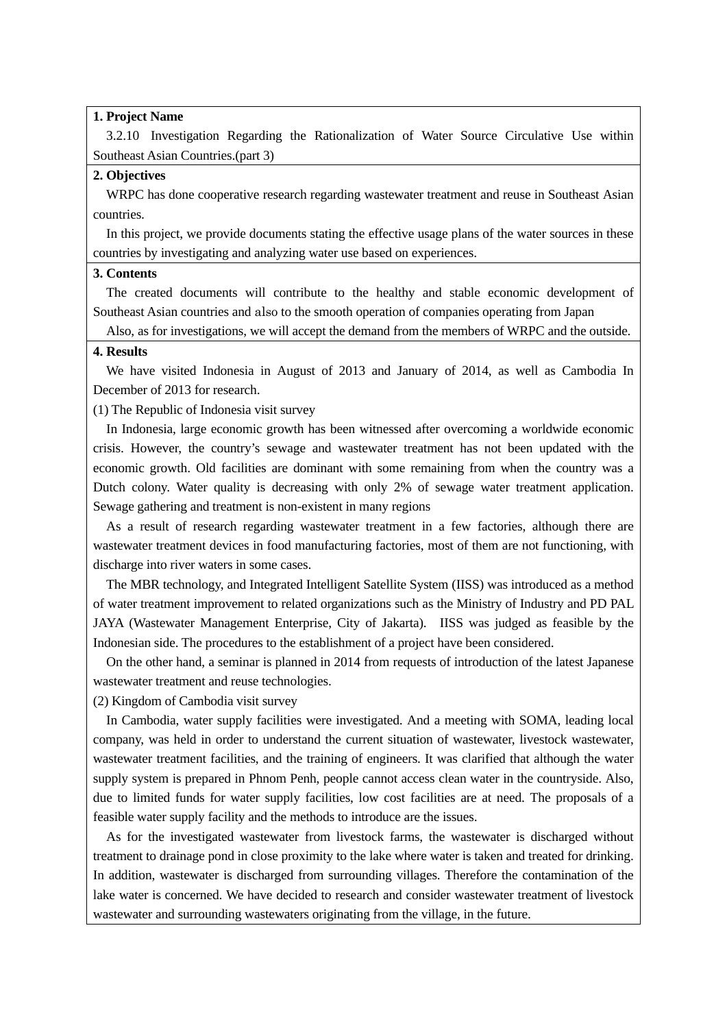**1. Project Name**

3.2.10 Investigation Regarding the Rationalization of Water Source Circulative Use within Southeast Asian Countries.(part 3)

**2. Objectives**

WRPC has done cooperative research regarding wastewater treatment and reuse in Southeast Asian countries.

In this project, we provide documents stating the effective usage plans of the water sources in these countries by investigating and analyzing water use based on experiences.

**3. Contents**

The created documents will contribute to the healthy and stable economic development of Southeast Asian countries and also to the smooth operation of companies operating from Japan

Also, as for investigations, we will accept the demand from the members of WRPC and the outside.

**4. Results**

We have visited Indonesia in August of 2013 and January of 2014, as well as Cambodia In December of 2013 for research.

(1) The Republic of Indonesia visit survey

In Indonesia, large economic growth has been witnessed after overcoming a worldwide economic crisis. However, the country's sewage and wastewater treatment has not been updated with the economic growth. Old facilities are dominant with some remaining from when the country was a Dutch colony. Water quality is decreasing with only 2% of sewage water treatment application. Sewage gathering and treatment is non-existent in many regions

As a result of research regarding wastewater treatment in a few factories, although there are wastewater treatment devices in food manufacturing factories, most of them are not functioning, with discharge into river waters in some cases.

The MBR technology, and Integrated Intelligent Satellite System (IISS) was introduced as a method of water treatment improvement to related organizations such as the Ministry of Industry and PD PAL JAYA (Wastewater Management Enterprise, City of Jakarta). IISS was judged as feasible by the Indonesian side. The procedures to the establishment of a project have been considered.

On the other hand, a seminar is planned in 2014 from requests of introduction of the latest Japanese wastewater treatment and reuse technologies.

(2) Kingdom of Cambodia visit survey

In Cambodia, water supply facilities were investigated. And a meeting with SOMA, leading local company, was held in order to understand the current situation of wastewater, livestock wastewater, wastewater treatment facilities, and the training of engineers. It was clarified that although the water supply system is prepared in Phnom Penh, people cannot access clean water in the countryside. Also, due to limited funds for water supply facilities, low cost facilities are at need. The proposals of a feasible water supply facility and the methods to introduce are the issues.

As for the investigated wastewater from livestock farms, the wastewater is discharged without treatment to drainage pond in close proximity to the lake where water is taken and treated for drinking. In addition, wastewater is discharged from surrounding villages. Therefore the contamination of the lake water is concerned. We have decided to research and consider wastewater treatment of livestock wastewater and surrounding wastewaters originating from the village, in the future.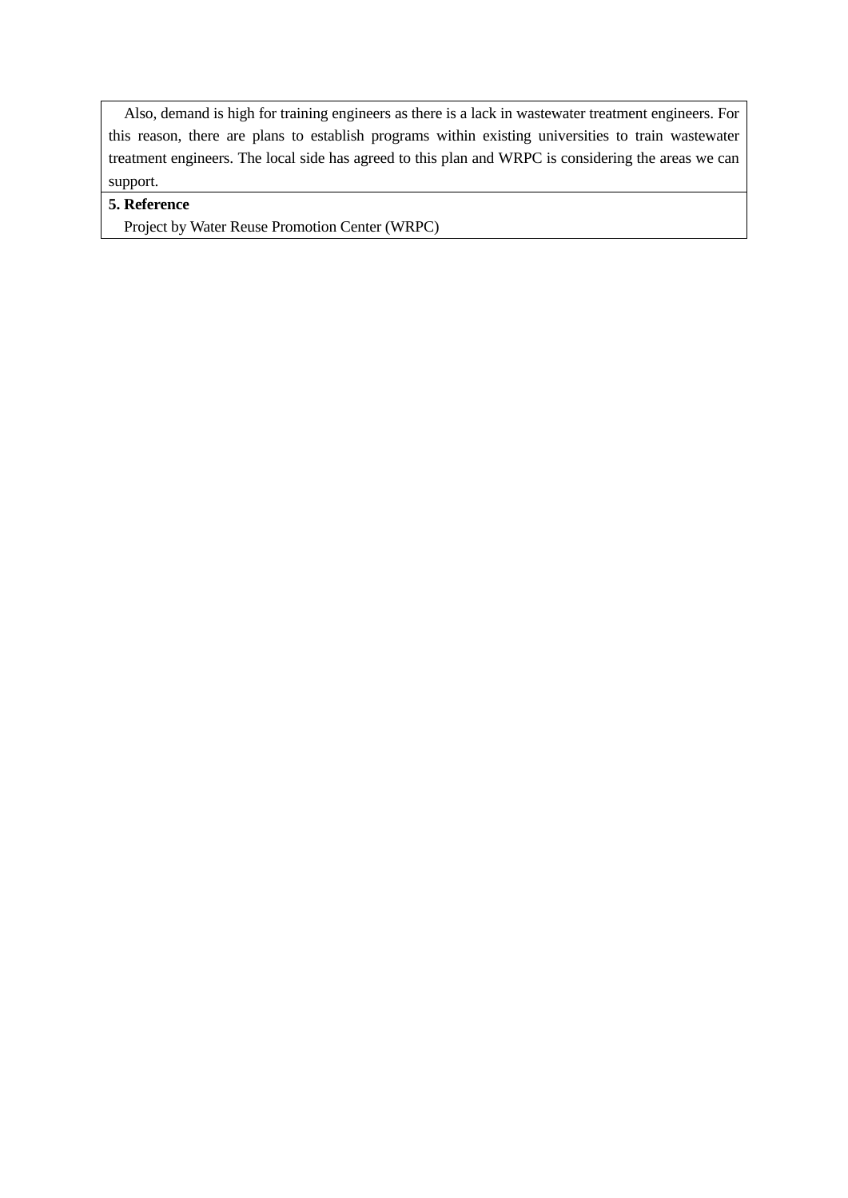Also, demand is high for training engineers as there is a lack in wastewater treatment engineers. For this reason, there are plans to establish programs within existing universities to train wastewater treatment engineers. The local side has agreed to this plan and WRPC is considering the areas we can support.

**5. Reference**

Project by Water Reuse Promotion Center (WRPC)